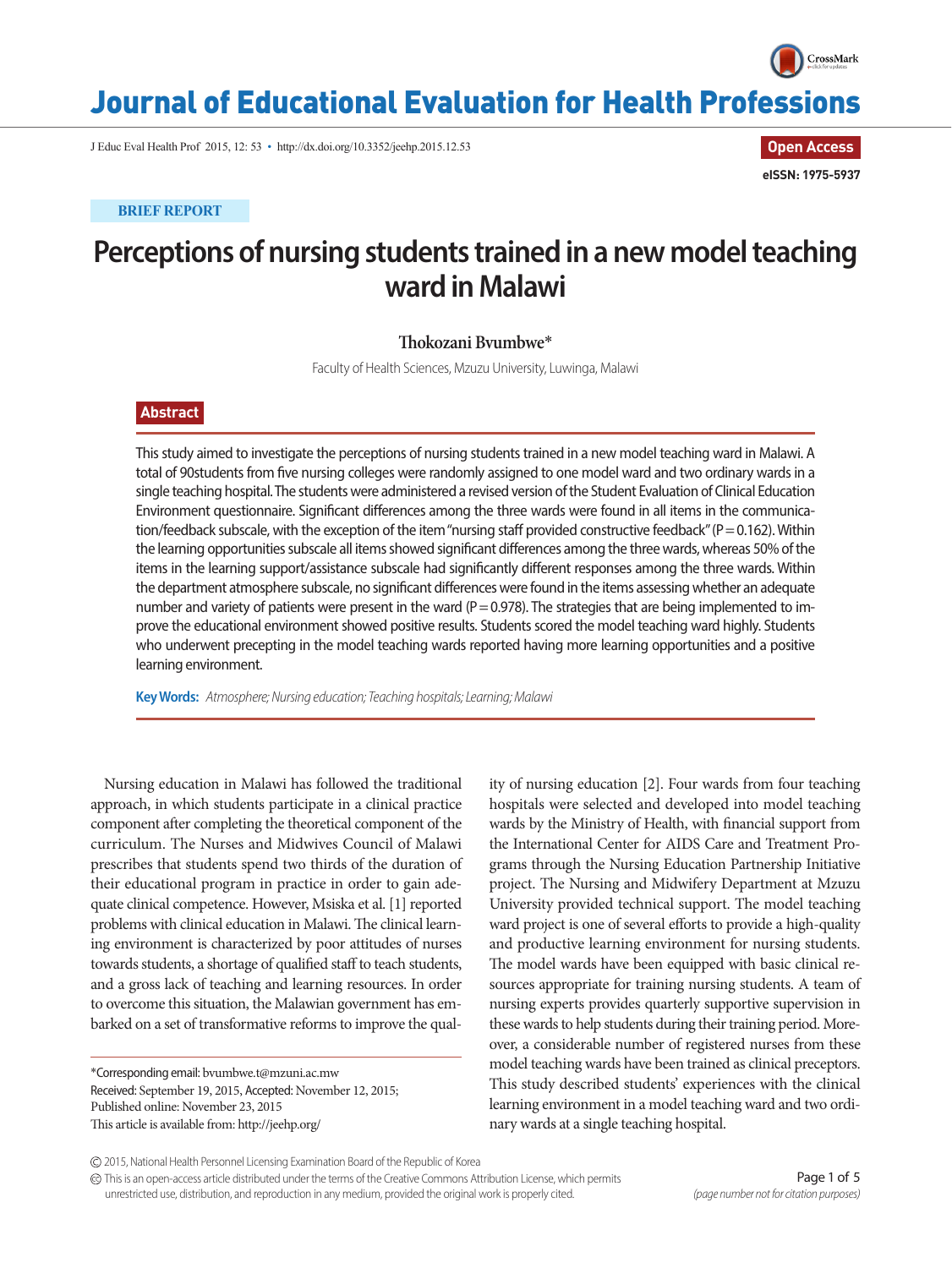BRIEF REPORT

# Perceptions of nursing students trained in a new model teaching ward in Malawi

**Thokozani Bvumbwe***

Faculty of Health Sciences, Mzuzu University, Luwinga, Malawi

## Abstract

This study aimed to investigate the perceptions of nursing students trained in a new model teaching ward in Malawi. A total of 90students from five nursing colleges were randomly assigned to one model ward and two ordinary wards in a single teaching hospital. The students were administered a revised version of the Student Evaluation of Clinical Education Environment questionnaire. Significant differences among the three wards were found in all items in the communication/feedback subscale, with the exception of the item "nursing staff provided constructive feedback" (P = 0.162). Within the learning opportunities subscale all items showed significant differences among the three wards, whereas 50% of the items in the learning support/assistance subscale had significantly different responses among the three wards. Within the department atmosphere subscale, no significant differences were found in the items assessing whether an adequate number and variety of patients were present in the ward (P = 0.978). The strategies that are being implemented to improve the educational environment showed positive results. Students scored the model teaching ward highly. Students who underwent precepting in the model teaching wards reported having more learning opportunities and a positive learning environment.

**Key Words:** *Atmosphere; Nursing education; Teaching hospitals; Learning; Malawi*

Nursing education in Malawi has followed the traditional approach, in which students participate in a clinical practice component after completing the theoretical component of the curriculum. The Nurses and Midwives Council of Malawi prescribes that students spend two thirds of the duration of their educational program in practice in order to gain adequate clinical competence. However, Msiska et al. [1] reported problems with clinical education in Malawi. The clinical learning environment is characterized by poor attitudes of nurses towards students, a shortage of qualified staff to teach students, and a gross lack of teaching and learning resources. In order to overcome this situation, the Malawian government has embarked on a set of transformative reforms to improve the quality of nursing education [2]. Four wards from four teaching hospitals were selected and developed into model teaching wards by the Ministry of Health, with financial support from the International Center for AIDS Care and Treatment Programs through the Nursing Education Partnership Initiative project. The Nursing and Midwifery Department at Mzuzu University provided technical support. The model teaching ward project is one of several efforts to provide a high-quality and productive learning environment for nursing students. The model wards have been equipped with basic clinical resources appropriate for training nursing students. A team of nursing experts provides quarterly supportive supervision in these wards to help students during their training period. Moreover, a considerable number of registered nurses from these model teaching wards have been trained as clinical preceptors. This study described students' experiences with the clinical learning environment in a model teaching ward and two ordinary wards at a single teaching hospital.

*Corresponding email: bvumbwe.t@mzuni.ac.mw
Received: September 19, 2015, Accepted: November 12, 2015;
Published online: November 23, 2015
This article is available from: http://jeehp.org/

© 2015, National Health Personnel Licensing Examination Board of the Republic of Korea
This is an open-access article distributed under the terms of the Creative Commons Attribution License, which permits unrestricted use, distribution, and reproduction in any medium, provided the original work is properly cited.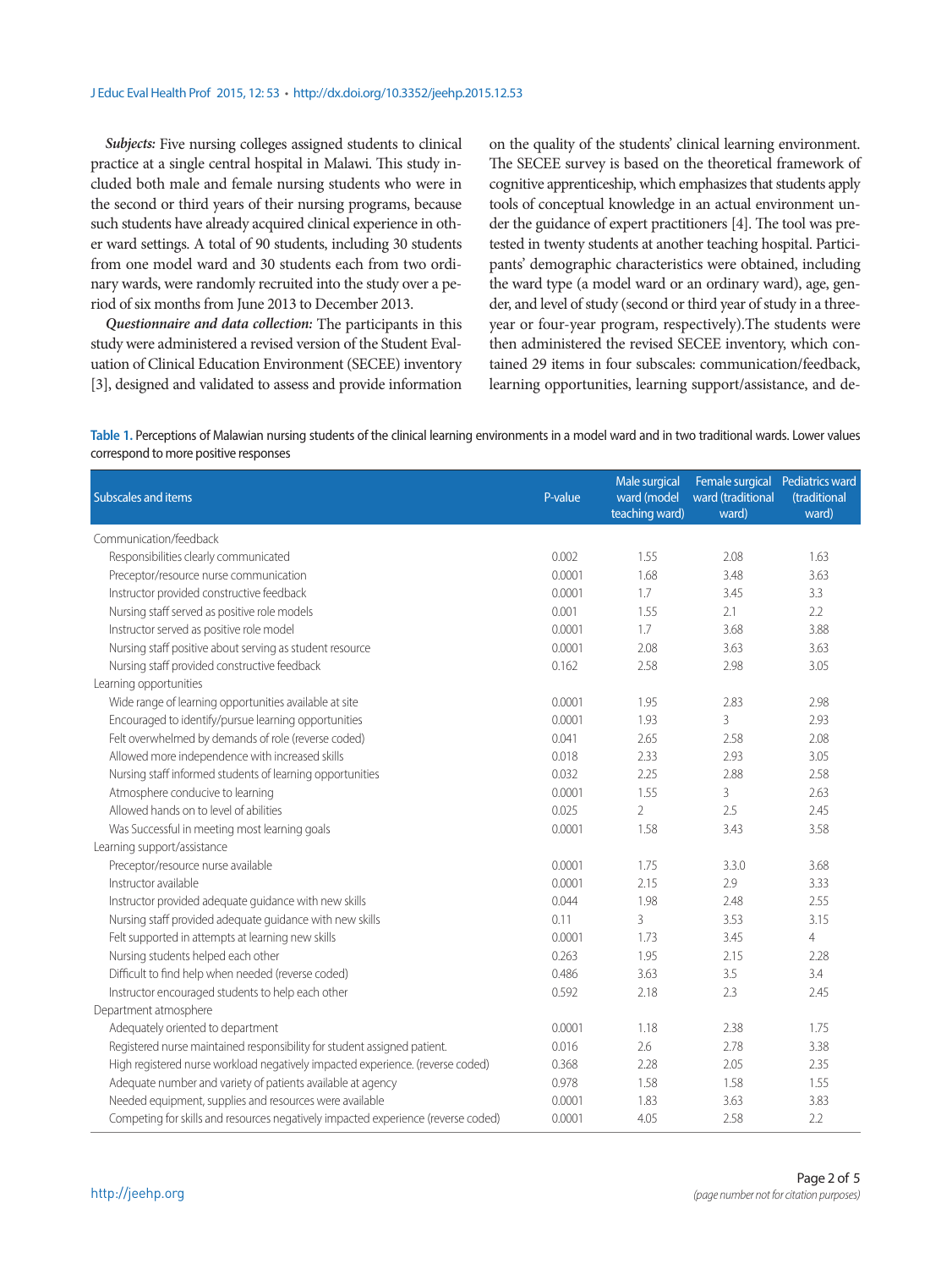***Subjects:*** Five nursing colleges assigned students to clinical practice at a single central hospital in Malawi. This study included both male and female nursing students who were in the second or third years of their nursing programs, because such students have already acquired clinical experience in other ward settings. A total of 90 students, including 30 students from one model ward and 30 students each from two ordinary wards, were randomly recruited into the study over a period of six months from June 2013 to December 2013.

***Questionnaire and data collection:*** The participants in this study were administered a revised version of the Student Evaluation of Clinical Education Environment (SECEE) inventory [3], designed and validated to assess and provide information on the quality of the students' clinical learning environment. The SECEE survey is based on the theoretical framework of cognitive apprenticeship, which emphasizes that students apply tools of conceptual knowledge in an actual environment under the guidance of expert practitioners [4]. The tool was pretested in twenty students at another teaching hospital. Participants' demographic characteristics were obtained, including the ward type (a model ward or an ordinary ward), age, gender, and level of study (second or third year of study in a three-year or four-year program, respectively).The students were then administered the revised SECEE inventory, which contained 29 items in four subscales: communication/feedback, learning opportunities, learning support/assistance, and de-

**Table 1.** Perceptions of Malawian nursing students of the clinical learning environments in a model ward and in two traditional wards. Lower values correspond to more positive responses

| Subscales and items | P-value | Male surgical ward (model teaching ward) | Female surgical ward (traditional ward) | Pediatrics ward (traditional ward) |
|---|---|---|---|---|
| Communication/feedback | | | | |
| Responsibilities clearly communicated | 0.002 | 1.55 | 2.08 | 1.63 |
| Preceptor/resource nurse communication | 0.0001 | 1.68 | 3.48 | 3.63 |
| Instructor provided constructive feedback | 0.0001 | 1.7 | 3.45 | 3.3 |
| Nursing staff served as positive role models | 0.001 | 1.55 | 2.1 | 2.2 |
| Instructor served as positive role model | 0.0001 | 1.7 | 3.68 | 3.88 |
| Nursing staff positive about serving as student resource | 0.0001 | 2.08 | 3.63 | 3.63 |
| Nursing staff provided constructive feedback | 0.162 | 2.58 | 2.98 | 3.05 |
| Learning opportunities | | | | |
| Wide range of learning opportunities available at site | 0.0001 | 1.95 | 2.83 | 2.98 |
| Encouraged to identify/pursue learning opportunities | 0.0001 | 1.93 | 3 | 2.93 |
| Felt overwhelmed by demands of role (reverse coded) | 0.041 | 2.65 | 2.58 | 2.08 |
| Allowed more independence with increased skills | 0.018 | 2.33 | 2.93 | 3.05 |
| Nursing staff informed students of learning opportunities | 0.032 | 2.25 | 2.88 | 2.58 |
| Atmosphere conducive to learning | 0.0001 | 1.55 | 3 | 2.63 |
| Allowed hands on to level of abilities | 0.025 | 2 | 2.5 | 2.45 |
| Was Successful in meeting most learning goals | 0.0001 | 1.58 | 3.43 | 3.58 |
| Learning support/assistance | | | | |
| Preceptor/resource nurse available | 0.0001 | 1.75 | 3.3.0 | 3.68 |
| Instructor available | 0.0001 | 2.15 | 2.9 | 3.33 |
| Instructor provided adequate guidance with new skills | 0.044 | 1.98 | 2.48 | 2.55 |
| Nursing staff provided adequate guidance with new skills | 0.11 | 3 | 3.53 | 3.15 |
| Felt supported in attempts at learning new skills | 0.0001 | 1.73 | 3.45 | 4 |
| Nursing students helped each other | 0.263 | 1.95 | 2.15 | 2.28 |
| Difficult to find help when needed (reverse coded) | 0.486 | 3.63 | 3.5 | 3.4 |
| Instructor encouraged students to help each other | 0.592 | 2.18 | 2.3 | 2.45 |
| Department atmosphere | | | | |
| Adequately oriented to department | 0.0001 | 1.18 | 2.38 | 1.75 |
| Registered nurse maintained responsibility for student assigned patient. | 0.016 | 2.6 | 2.78 | 3.38 |
| High registered nurse workload negatively impacted experience. (reverse coded) | 0.368 | 2.28 | 2.05 | 2.35 |
| Adequate number and variety of patients available at agency | 0.978 | 1.58 | 1.58 | 1.55 |
| Needed equipment, supplies and resources were available | 0.0001 | 1.83 | 3.63 | 3.83 |
| Competing for skills and resources negatively impacted experience (reverse coded) | 0.0001 | 4.05 | 2.58 | 2.2 |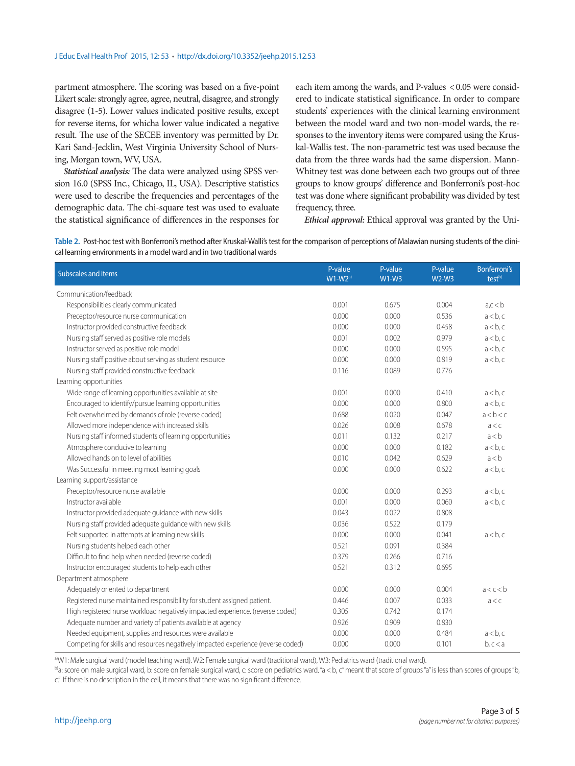partment atmosphere. The scoring was based on a five-point Likert scale: strongly agree, agree, neutral, disagree, and strongly disagree (1-5). Lower values indicated positive results, except for reverse items, for whicha lower value indicated a negative result. The use of the SECEE inventory was permitted by Dr. Kari Sand-Jecklin, West Virginia University School of Nursing, Morgan town, WV, USA.

***Statistical analysis:*** The data were analyzed using SPSS version 16.0 (SPSS Inc., Chicago, IL, USA). Descriptive statistics were used to describe the frequencies and percentages of the demographic data. The chi-square test was used to evaluate the statistical significance of differences in the responses for each item among the wards, and P-values < 0.05 were considered to indicate statistical significance. In order to compare students' experiences with the clinical learning environment between the model ward and two non-model wards, the responses to the inventory items were compared using the Kruskal-Wallis test. The non-parametric test was used because the data from the three wards had the same dispersion. Mann-Whitney test was done between each two groups out of three groups to know groups' difference and Bonferroni's post-hoc test was done where significant probability was divided by test frequency, three.

***Ethical approval:*** Ethical approval was granted by the Uni-

**Table 2.** Post-hoc test with Bonferroni's method after Kruskal-Walli's test for the comparison of perceptions of Malawian nursing students of the clinical learning environments in a model ward and in two traditional wards

| Subscales and items | P-value W1-W2[a] | P-value W1-W3 | P-value W2-W3 | Bonferroni's test[b] |
|---|---|---|---|---|
| Communication/feedback | | | | |
| Responsibilities clearly communicated | 0.001 | 0.675 | 0.004 | a,c < b |
| Preceptor/resource nurse communication | 0.000 | 0.000 | 0.536 | a < b, c |
| Instructor provided constructive feedback | 0.000 | 0.000 | 0.458 | a < b, c |
| Nursing staff served as positive role models | 0.001 | 0.002 | 0.979 | a < b, c |
| Instructor served as positive role model | 0.000 | 0.000 | 0.595 | a < b, c |
| Nursing staff positive about serving as student resource | 0.000 | 0.000 | 0.819 | a < b, c |
| Nursing staff provided constructive feedback | 0.116 | 0.089 | 0.776 | |
| Learning opportunities | | | | |
| Wide range of learning opportunities available at site | 0.001 | 0.000 | 0.410 | a < b, c |
| Encouraged to identify/pursue learning opportunities | 0.000 | 0.000 | 0.800 | a < b, c |
| Felt overwhelmed by demands of role (reverse coded) | 0.688 | 0.020 | 0.047 | a < b < c |
| Allowed more independence with increased skills | 0.026 | 0.008 | 0.678 | a < c |
| Nursing staff informed students of learning opportunities | 0.011 | 0.132 | 0.217 | a < b |
| Atmosphere conducive to learning | 0.000 | 0.000 | 0.182 | a < b, c |
| Allowed hands on to level of abilities | 0.010 | 0.042 | 0.629 | a < b |
| Was Successful in meeting most learning goals | 0.000 | 0.000 | 0.622 | a < b, c |
| Learning support/assistance | | | | |
| Preceptor/resource nurse available | 0.000 | 0.000 | 0.293 | a < b, c |
| Instructor available | 0.001 | 0.000 | 0.060 | a < b, c |
| Instructor provided adequate guidance with new skills | 0.043 | 0.022 | 0.808 | |
| Nursing staff provided adequate guidance with new skills | 0.036 | 0.522 | 0.179 | |
| Felt supported in attempts at learning new skills | 0.000 | 0.000 | 0.041 | a < b, c |
| Nursing students helped each other | 0.521 | 0.091 | 0.384 | |
| Difficult to find help when needed (reverse coded) | 0.379 | 0.266 | 0.716 | |
| Instructor encouraged students to help each other | 0.521 | 0.312 | 0.695 | |
| Department atmosphere | | | | |
| Adequately oriented to department | 0.000 | 0.000 | 0.004 | a < c < b |
| Registered nurse maintained responsibility for student assigned patient. | 0.446 | 0.007 | 0.033 | a < c |
| High registered nurse workload negatively impacted experience. (reverse coded) | 0.305 | 0.742 | 0.174 | |
| Adequate number and variety of patients available at agency | 0.926 | 0.909 | 0.830 | |
| Needed equipment, supplies and resources were available | 0.000 | 0.000 | 0.484 | a < b, c |
| Competing for skills and resources negatively impacted experience (reverse coded) | 0.000 | 0.000 | 0.101 | b, c < a |

[a]W1: Male surgical ward (model teaching ward). W2: Female surgical ward (traditional ward), W3: Pediatrics ward (traditional ward).

[b]a: score on male surgical ward, b: score on female surgical ward, c: score on pediatrics ward. "a < b, c" meant that score of groups "a" is less than scores of groups "b, c." If there is no description in the cell, it means that there was no significant difference.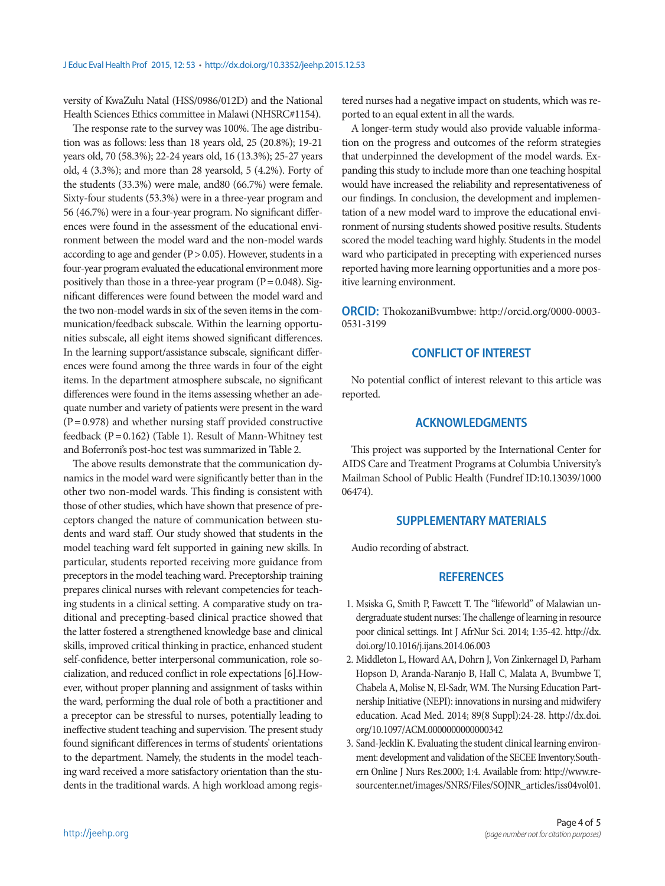versity of KwaZulu Natal (HSS/0986/012D) and the National Health Sciences Ethics committee in Malawi (NHSRC#1154).

The response rate to the survey was 100%. The age distribution was as follows: less than 18 years old, 25 (20.8%); 19-21 years old, 70 (58.3%); 22-24 years old, 16 (13.3%); 25-27 years old, 4 (3.3%); and more than 28 yearsold, 5 (4.2%). Forty of the students (33.3%) were male, and80 (66.7%) were female. Sixty-four students (53.3%) were in a three-year program and 56 (46.7%) were in a four-year program. No significant differences were found in the assessment of the educational environment between the model ward and the non-model wards according to age and gender ($P > 0.05$). However, students in a four-year program evaluated the educational environment more positively than those in a three-year program ($P = 0.048$). Significant differences were found between the model ward and the two non-model wards in six of the seven items in the communication/feedback subscale. Within the learning opportunities subscale, all eight items showed significant differences. In the learning support/assistance subscale, significant differences were found among the three wards in four of the eight items. In the department atmosphere subscale, no significant differences were found in the items assessing whether an adequate number and variety of patients were present in the ward ($P = 0.978$) and whether nursing staff provided constructive feedback ($P = 0.162$) (Table 1). Result of Mann-Whitney test and Boferroni's post-hoc test was summarized in Table 2.

The above results demonstrate that the communication dynamics in the model ward were significantly better than in the other two non-model wards. This finding is consistent with those of other studies, which have shown that presence of preceptors changed the nature of communication between students and ward staff. Our study showed that students in the model teaching ward felt supported in gaining new skills. In particular, students reported receiving more guidance from preceptors in the model teaching ward. Preceptorship training prepares clinical nurses with relevant competencies for teaching students in a clinical setting. A comparative study on traditional and precepting-based clinical practice showed that the latter fostered a strengthened knowledge base and clinical skills, improved critical thinking in practice, enhanced student self-confidence, better interpersonal communication, role socialization, and reduced conflict in role expectations [6].However, without proper planning and assignment of tasks within the ward, performing the dual role of both a practitioner and a preceptor can be stressful to nurses, potentially leading to ineffective student teaching and supervision. The present study found significant differences in terms of students' orientations to the department. Namely, the students in the model teaching ward received a more satisfactory orientation than the students in the traditional wards. A high workload among registered nurses had a negative impact on students, which was reported to an equal extent in all the wards.

A longer-term study would also provide valuable information on the progress and outcomes of the reform strategies that underpinned the development of the model wards. Expanding this study to include more than one teaching hospital would have increased the reliability and representativeness of our findings. In conclusion, the development and implementation of a new model ward to improve the educational environment of nursing students showed positive results. Students scored the model teaching ward highly. Students in the model ward who participated in precepting with experienced nurses reported having more learning opportunities and a more positive learning environment.

**ORCID:** ThokozaniBvumbwe: http://orcid.org/0000-0003-0531-3199

## CONFLICT OF INTEREST

No potential conflict of interest relevant to this article was reported.

## ACKNOWLEDGMENTS

This project was supported by the International Center for AIDS Care and Treatment Programs at Columbia University's Mailman School of Public Health (Fundref ID:10.13039/100006474).

## SUPPLEMENTARY MATERIALS

Audio recording of abstract.

## REFERENCES

1. Msiska G, Smith P, Fawcett T. The "lifeworld" of Malawian undergraduate student nurses: The challenge of learning in resource poor clinical settings. Int J AfrNur Sci. 2014; 1:35-42. http://dx.doi.org/10.1016/j.ijans.2014.06.003
2. Middleton L, Howard AA, Dohrn J, Von Zinkernagel D, Parham Hopson D, Aranda-Naranjo B, Hall C, Malata A, Bvumbwe T, Chabela A, Molise N, El-Sadr, WM. The Nursing Education Partnership Initiative (NEPI): innovations in nursing and midwifery education. Acad Med. 2014; 89(8 Suppl):24-28. http://dx.doi.org/10.1097/ACM.0000000000000342
3. Sand-Jecklin K. Evaluating the student clinical learning environment: development and validation of the SECEE Inventory.Southern Online J Nurs Res.2000; 1:4. Available from: http://www.resourcenter.net/images/SNRS/Files/SOJNR_articles/iss04vol01.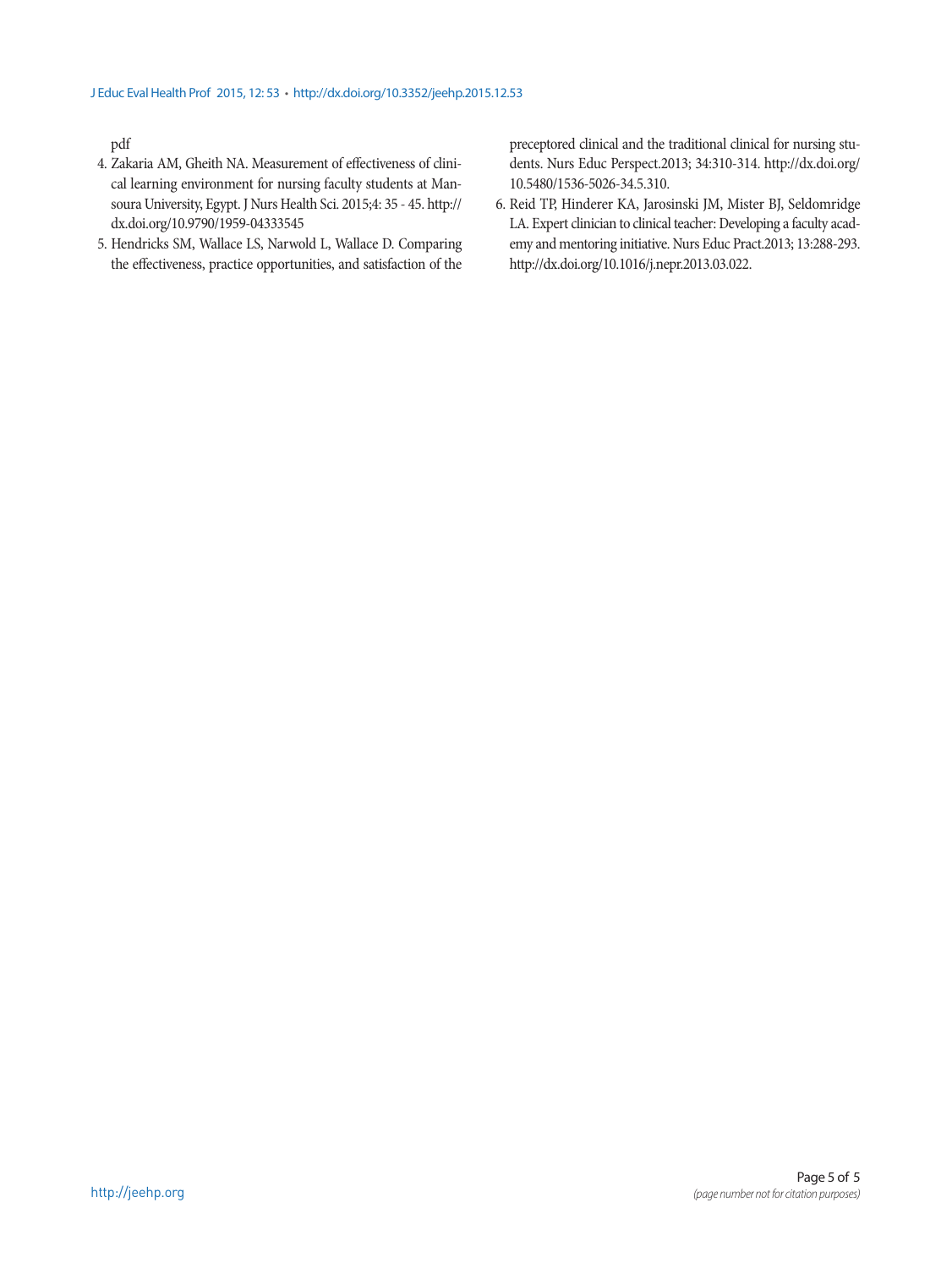pdf

4. Zakaria AM, Gheith NA. Measurement of effectiveness of clinical learning environment for nursing faculty students at Mansoura University, Egypt. J Nurs Health Sci. 2015;4: 35 - 45. http://dx.doi.org/10.9790/1959-04333545
5. Hendricks SM, Wallace LS, Narwold L, Wallace D. Comparing the effectiveness, practice opportunities, and satisfaction of the preceptored clinical and the traditional clinical for nursing students. Nurs Educ Perspect.2013; 34:310-314. http://dx.doi.org/10.5480/1536-5026-34.5.310.
6. Reid TP, Hinderer KA, Jarosinski JM, Mister BJ, Seldomridge LA. Expert clinician to clinical teacher: Developing a faculty academy and mentoring initiative. Nurs Educ Pract.2013; 13:288-293. http://dx.doi.org/10.1016/j.nepr.2013.03.022.